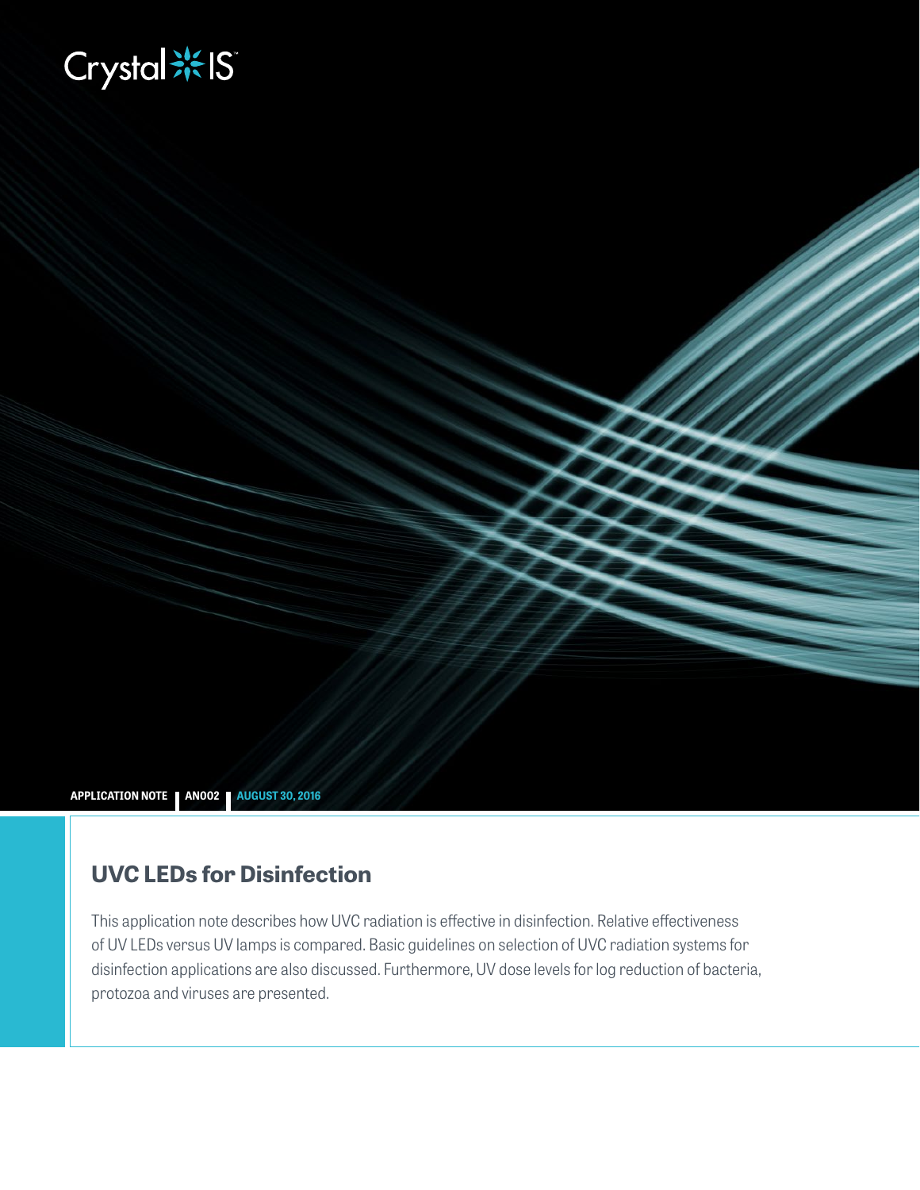Crystal IS

APPLICATION NOTE | AN002 | AUGUST 30, 2016

# UVC LEDs for Disinfection

This application note describes how UVC radiation is effective in disinfection. Relative effectiveness of UV LEDs versus UV lamps is compared. Basic guidelines on selection of UVC radiation systems for disinfection applications are also discussed. Furthermore, UV dose levels for log reduction of bacteria, protozoa and viruses are presented.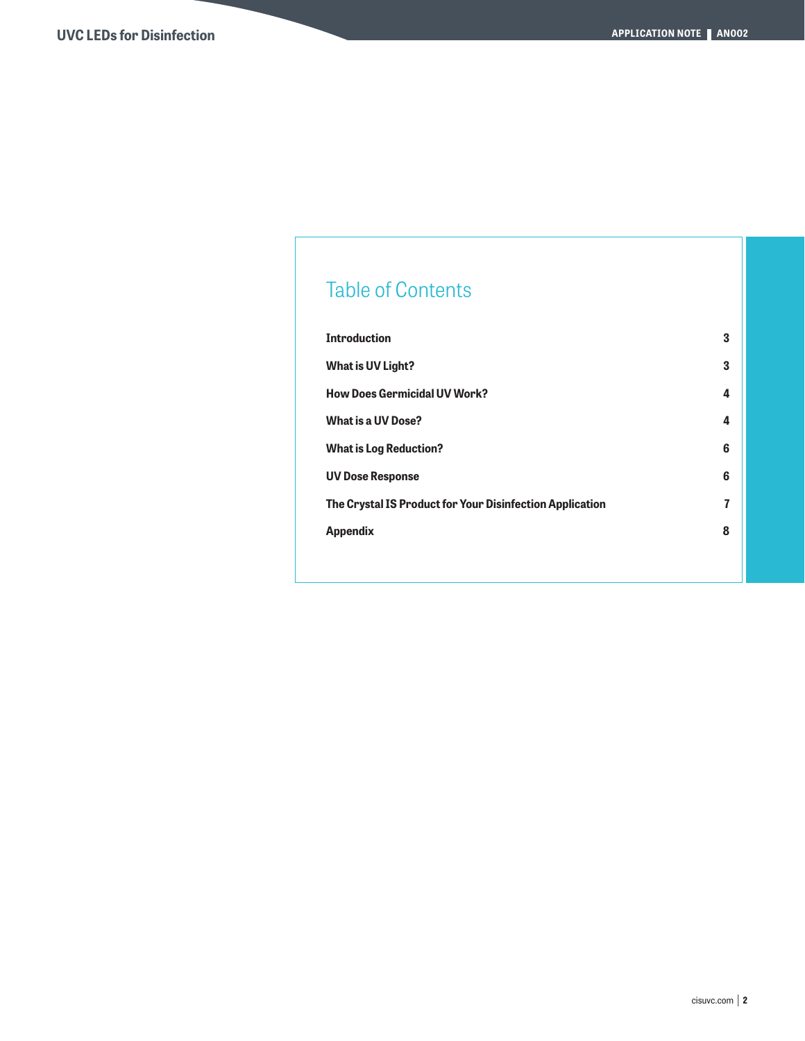## Table of Contents

| | |
|---|---|
| **Introduction** | **3** |
| **What is UV Light?** | **3** |
| **How Does Germicidal UV Work?** | **4** |
| **What is a UV Dose?** | **4** |
| **What is Log Reduction?** | **6** |
| **UV Dose Response** | **6** |
| **The Crystal IS Product for Your Disinfection Application** | **7** |
| **Appendix** | **8** |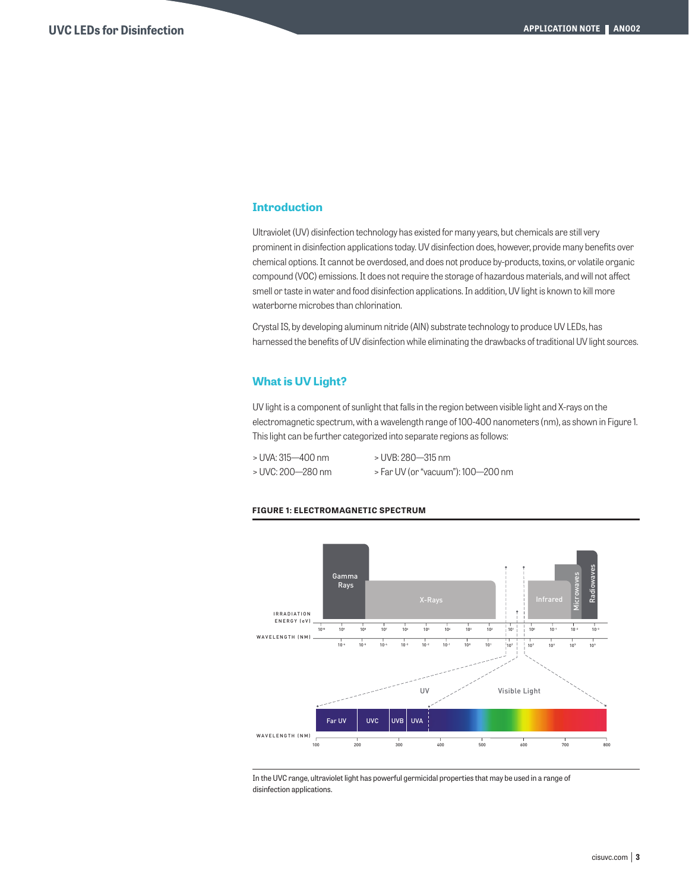## Introduction

Ultraviolet (UV) disinfection technology has existed for many years, but chemicals are still very prominent in disinfection applications today. UV disinfection does, however, provide many benefits over chemical options. It cannot be overdosed, and does not produce by-products, toxins, or volatile organic compound (VOC) emissions. It does not require the storage of hazardous materials, and will not affect smell or taste in water and food disinfection applications. In addition, UV light is known to kill more waterborne microbes than chlorination.

Crystal IS, by developing aluminum nitride (AlN) substrate technology to produce UV LEDs, has harnessed the benefits of UV disinfection while eliminating the drawbacks of traditional UV light sources.

## What is UV Light?

UV light is a component of sunlight that falls in the region between visible light and X-rays on the electromagnetic spectrum, with a wavelength range of 100-400 nanometers (nm), as shown in Figure 1. This light can be further categorized into separate regions as follows:

> UVA: 315—400 nm
> UVB: 280—315 nm
> UVC: 200—280 nm
> Far UV (or "vacuum"): 100—200 nm

**FIGURE 1: ELECTROMAGNETIC SPECTRUM**

In the UVC range, ultraviolet light has powerful germicidal properties that may be used in a range of disinfection applications.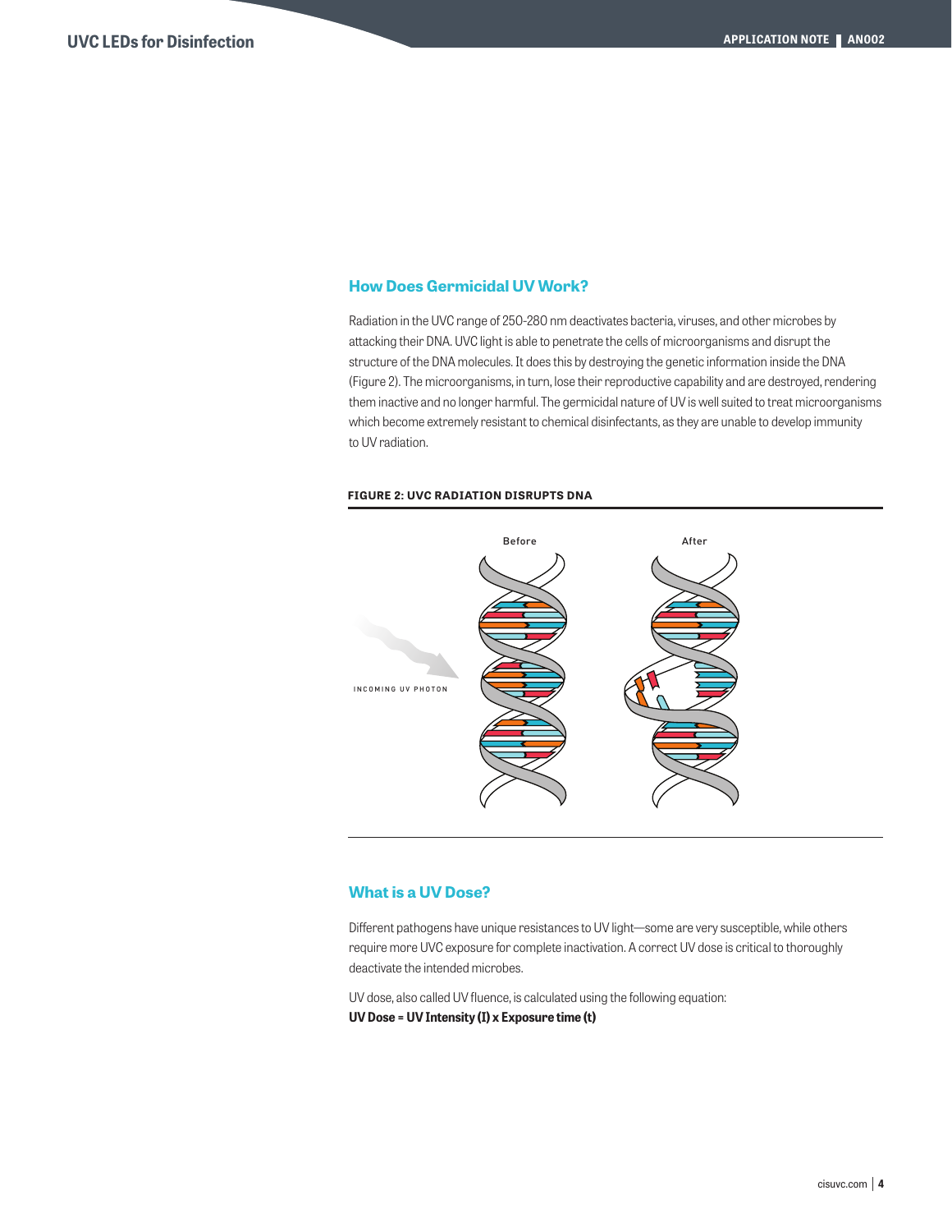## How Does Germicidal UV Work?

Radiation in the UVC range of 250-280 nm deactivates bacteria, viruses, and other microbes by attacking their DNA. UVC light is able to penetrate the cells of microorganisms and disrupt the structure of the DNA molecules. It does this by destroying the genetic information inside the DNA (Figure 2). The microorganisms, in turn, lose their reproductive capability and are destroyed, rendering them inactive and no longer harmful. The germicidal nature of UV is well suited to treat microorganisms which become extremely resistant to chemical disinfectants, as they are unable to develop immunity to UV radiation.

**FIGURE 2: UVC RADIATION DISRUPTS DNA**

## What is a UV Dose?

Different pathogens have unique resistances to UV light—some are very susceptible, while others require more UVC exposure for complete inactivation. A correct UV dose is critical to thoroughly deactivate the intended microbes.

UV dose, also called UV fluence, is calculated using the following equation:
**UV Dose = UV Intensity (I) x Exposure time (t)**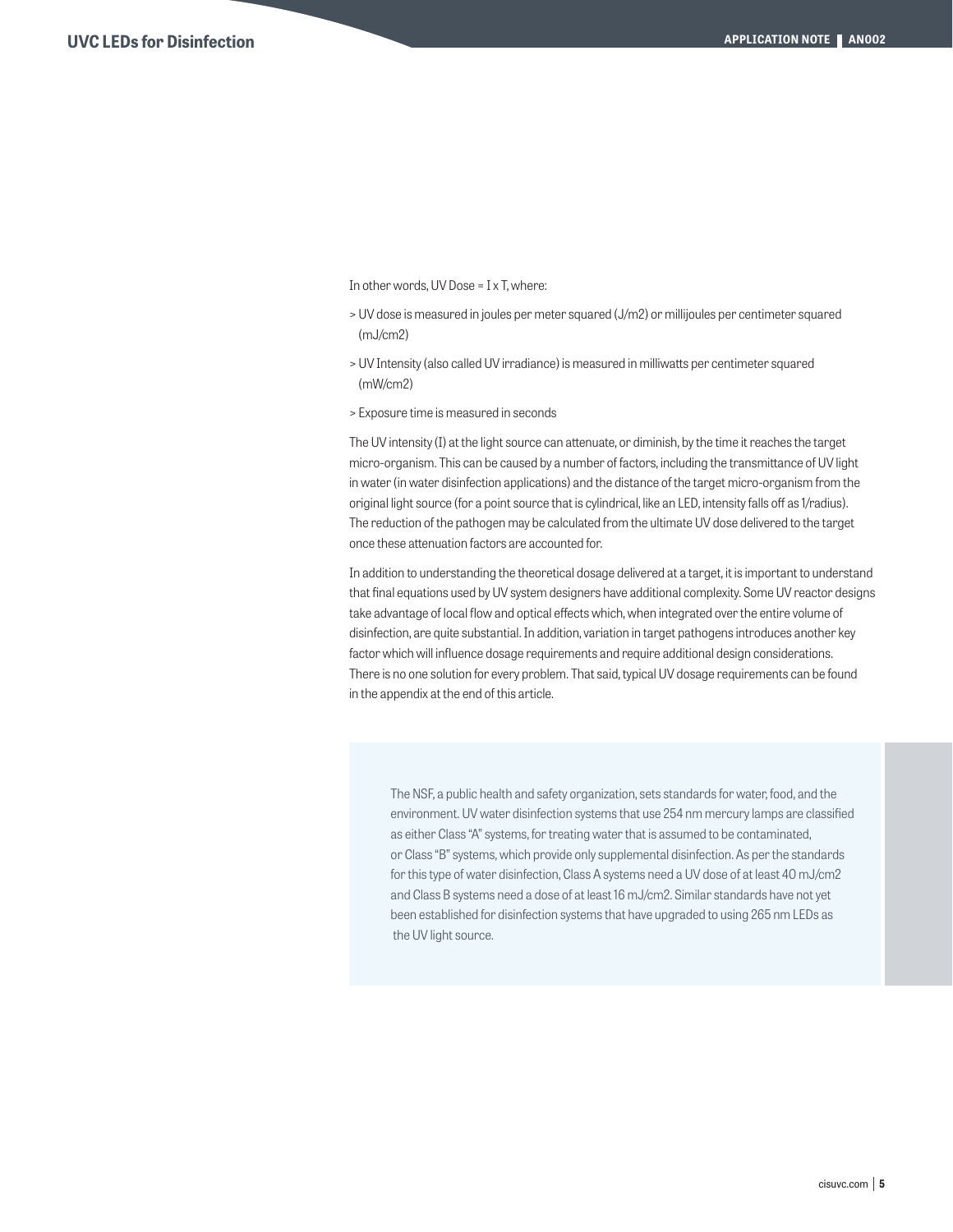In other words, UV Dose = I x T, where:

> UV dose is measured in joules per meter squared (J/m2) or millijoules per centimeter squared (mJ/cm2)

> UV Intensity (also called UV irradiance) is measured in milliwatts per centimeter squared (mW/cm2)

> Exposure time is measured in seconds

The UV intensity (I) at the light source can attenuate, or diminish, by the time it reaches the target micro-organism. This can be caused by a number of factors, including the transmittance of UV light in water (in water disinfection applications) and the distance of the target micro-organism from the original light source (for a point source that is cylindrical, like an LED, intensity falls off as 1/radius). The reduction of the pathogen may be calculated from the ultimate UV dose delivered to the target once these attenuation factors are accounted for.

In addition to understanding the theoretical dosage delivered at a target, it is important to understand that final equations used by UV system designers have additional complexity. Some UV reactor designs take advantage of local flow and optical effects which, when integrated over the entire volume of disinfection, are quite substantial. In addition, variation in target pathogens introduces another key factor which will influence dosage requirements and require additional design considerations. There is no one solution for every problem. That said, typical UV dosage requirements can be found in the appendix at the end of this article.

> The NSF, a public health and safety organization, sets standards for water, food, and the environment. UV water disinfection systems that use 254 nm mercury lamps are classified as either Class "A" systems, for treating water that is assumed to be contaminated, or Class "B" systems, which provide only supplemental disinfection. As per the standards for this type of water disinfection, Class A systems need a UV dose of at least 40 mJ/cm2 and Class B systems need a dose of at least 16 mJ/cm2. Similar standards have not yet been established for disinfection systems that have upgraded to using 265 nm LEDs as the UV light source.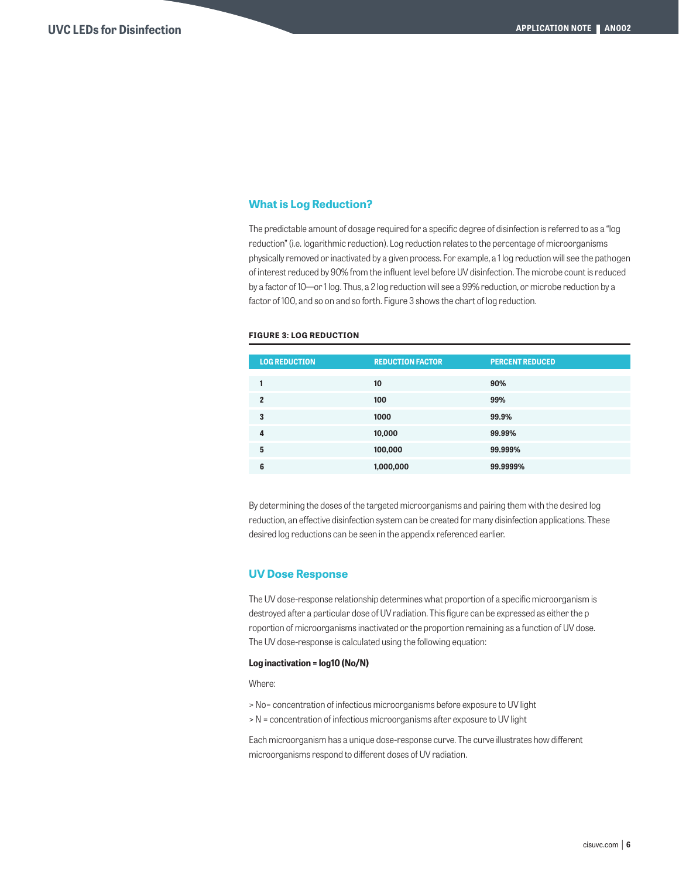## What is Log Reduction?

The predictable amount of dosage required for a specific degree of disinfection is referred to as a "log reduction" (i.e. logarithmic reduction). Log reduction relates to the percentage of microorganisms physically removed or inactivated by a given process. For example, a 1 log reduction will see the pathogen of interest reduced by 90% from the influent level before UV disinfection. The microbe count is reduced by a factor of 10—or 1 log. Thus, a 2 log reduction will see a 99% reduction, or microbe reduction by a factor of 100, and so on and so forth. Figure 3 shows the chart of log reduction.

**FIGURE 3: LOG REDUCTION**

| LOG REDUCTION | REDUCTION FACTOR | PERCENT REDUCED |
|---|---|---|
| **1** | **10** | **90%** |
| **2** | **100** | **99%** |
| **3** | **1000** | **99.9%** |
| **4** | **10,000** | **99.99%** |
| **5** | **100,000** | **99.999%** |
| **6** | **1,000,000** | **99.9999%** |

By determining the doses of the targeted microorganisms and pairing them with the desired log reduction, an effective disinfection system can be created for many disinfection applications. These desired log reductions can be seen in the appendix referenced earlier.

## UV Dose Response

The UV dose-response relationship determines what proportion of a specific microorganism is destroyed after a particular dose of UV radiation. This figure can be expressed as either the p roportion of microorganisms inactivated or the proportion remaining as a function of UV dose. The UV dose-response is calculated using the following equation:

**Log inactivation = $\log_{10}(N_o/N)$**

Where:

> $N_o$ = concentration of infectious microorganisms before exposure to UV light
> $N$ = concentration of infectious microorganisms after exposure to UV light

Each microorganism has a unique dose-response curve. The curve illustrates how different microorganisms respond to different doses of UV radiation.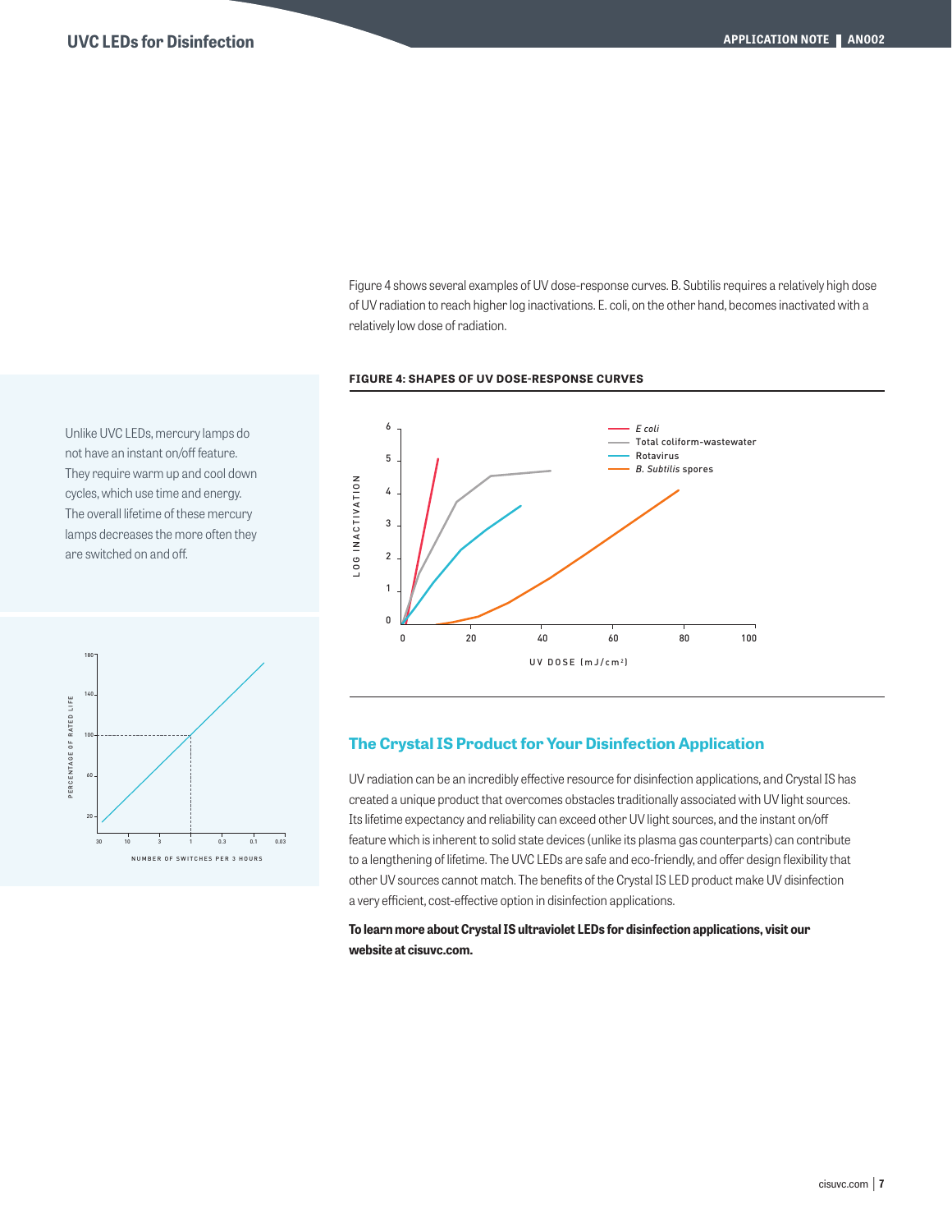Figure 4 shows several examples of UV dose-response curves. B. Subtilis requires a relatively high dose of UV radiation to reach higher log inactivations. E. coli, on the other hand, becomes inactivated with a relatively low dose of radiation.

Unlike UVC LEDs, mercury lamps do not have an instant on/off feature. They require warm up and cool down cycles, which use time and energy. The overall lifetime of these mercury lamps decreases the more often they are switched on and off.

**FIGURE 4: SHAPES OF UV DOSE-RESPONSE CURVES**

## The Crystal IS Product for Your Disinfection Application

UV radiation can be an incredibly effective resource for disinfection applications, and Crystal IS has created a unique product that overcomes obstacles traditionally associated with UV light sources. Its lifetime expectancy and reliability can exceed other UV light sources, and the instant on/off feature which is inherent to solid state devices (unlike its plasma gas counterparts) can contribute to a lengthening of lifetime. The UVC LEDs are safe and eco-friendly, and offer design flexibility that other UV sources cannot match. The benefits of the Crystal IS LED product make UV disinfection a very efficient, cost-effective option in disinfection applications.

**To learn more about Crystal IS ultraviolet LEDs for disinfection applications, visit our website at cisuvc.com.**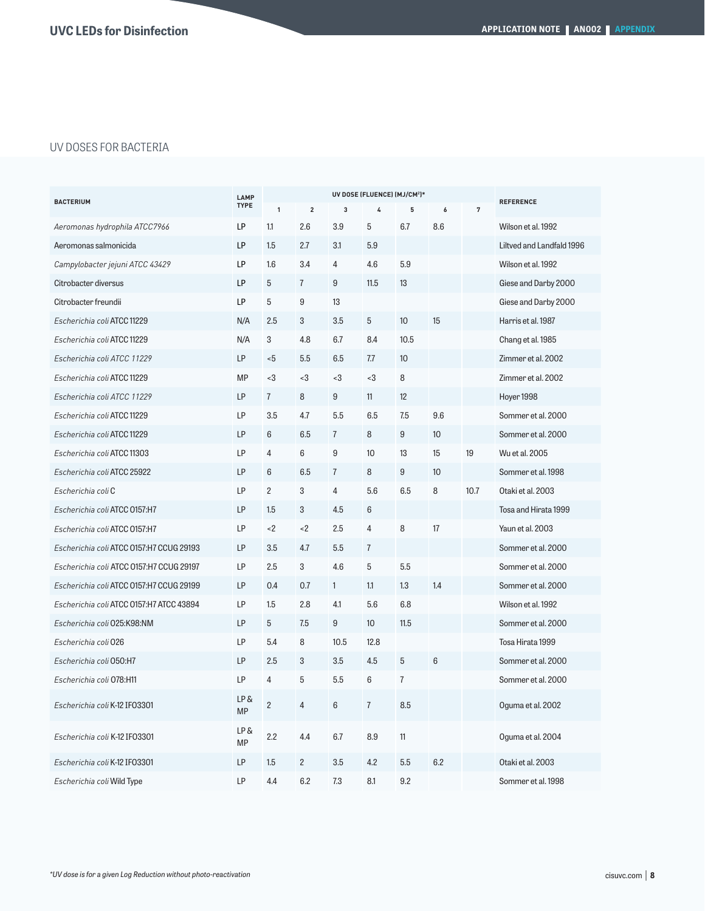## UV DOSES FOR BACTERIA

| BACTERIUM | LAMP TYPE | UV DOSE (FLUENCE) (MJ/CM²)* | | | | | | | REFERENCE |
|---|---|---|---|---|---|---|---|---|---|
| | | 1 | 2 | 3 | 4 | 5 | 6 | 7 | |
| *Aeromonas hydrophila ATCC7966* | LP | 1.1 | 2.6 | 3.9 | 5 | 6.7 | 8.6 | | Wilson et al. 1992 |
| Aeromonas salmonicida | LP | 1.5 | 2.7 | 3.1 | 5.9 | | | | Liltved and Landfald 1996 |
| *Campylobacter jejuni ATCC 43429* | LP | 1.6 | 3.4 | 4 | 4.6 | 5.9 | | | Wilson et al. 1992 |
| Citrobacter diversus | LP | 5 | 7 | 9 | 11.5 | 13 | | | Giese and Darby 2000 |
| Citrobacter freundii | LP | 5 | 9 | 13 | | | | | Giese and Darby 2000 |
| *Escherichia coli* ATCC 11229 | N/A | 2.5 | 3 | 3.5 | 5 | 10 | 15 | | Harris et al. 1987 |
| *Escherichia coli* ATCC 11229 | N/A | 3 | 4.8 | 6.7 | 8.4 | 10.5 | | | Chang et al. 1985 |
| *Escherichia coli ATCC 11229* | LP | <5 | 5.5 | 6.5 | 7.7 | 10 | | | Zimmer et al. 2002 |
| *Escherichia coli* ATCC 11229 | MP | <3 | <3 | <3 | <3 | 8 | | | Zimmer et al. 2002 |
| *Escherichia coli ATCC 11229* | LP | 7 | 8 | 9 | 11 | 12 | | | Hoyer 1998 |
| *Escherichia coli* ATCC 11229 | LP | 3.5 | 4.7 | 5.5 | 6.5 | 7.5 | 9.6 | | Sommer et al. 2000 |
| *Escherichia coli* ATCC 11229 | LP | 6 | 6.5 | 7 | 8 | 9 | 10 | | Sommer et al. 2000 |
| *Escherichia coli* ATCC 11303 | LP | 4 | 6 | 9 | 10 | 13 | 15 | 19 | Wu et al. 2005 |
| *Escherichia coli* ATCC 25922 | LP | 6 | 6.5 | 7 | 8 | 9 | 10 | | Sommer et al. 1998 |
| *Escherichia coli* C | LP | 2 | 3 | 4 | 5.6 | 6.5 | 8 | 10.7 | Otaki et al. 2003 |
| *Escherichia coli* ATCC O157:H7 | LP | 1.5 | 3 | 4.5 | 6 | | | | Tosa and Hirata 1999 |
| *Escherichia coli* ATCC O157:H7 | LP | <2 | <2 | 2.5 | 4 | 8 | 17 | | Yaun et al. 2003 |
| *Escherichia coli* ATCC O157:H7 CCUG 29193 | LP | 3.5 | 4.7 | 5.5 | 7 | | | | Sommer et al. 2000 |
| *Escherichia coli* ATCC O157:H7 CCUG 29197 | LP | 2.5 | 3 | 4.6 | 5 | 5.5 | | | Sommer et al. 2000 |
| *Escherichia coli* ATCC O157:H7 CCUG 29199 | LP | 0.4 | 0.7 | 1 | 1.1 | 1.3 | 1.4 | | Sommer et al. 2000 |
| *Escherichia coli* ATCC O157:H7 ATCC 43894 | LP | 1.5 | 2.8 | 4.1 | 5.6 | 6.8 | | | Wilson et al. 1992 |
| *Escherichia coli* O25:K98:NM | LP | 5 | 7.5 | 9 | 10 | 11.5 | | | Sommer et al. 2000 |
| *Escherichia coli* O26 | LP | 5.4 | 8 | 10.5 | 12.8 | | | | Tosa Hirata 1999 |
| *Escherichia coli* O50:H7 | LP | 2.5 | 3 | 3.5 | 4.5 | 5 | 6 | | Sommer et al. 2000 |
| *Escherichia coli* O78:H11 | LP | 4 | 5 | 5.5 | 6 | 7 | | | Sommer et al. 2000 |
| *Escherichia coli* K-12 IFO3301 | LP & MP | 2 | 4 | 6 | 7 | 8.5 | | | Oguma et al. 2002 |
| *Escherichia coli* K-12 IFO3301 | LP & MP | 2.2 | 4.4 | 6.7 | 8.9 | 11 | | | Oguma et al. 2004 |
| *Escherichia coli* K-12 IFO3301 | LP | 1.5 | 2 | 3.5 | 4.2 | 5.5 | 6.2 | | Otaki et al. 2003 |
| *Escherichia coli* Wild Type | LP | 4.4 | 6.2 | 7.3 | 8.1 | 9.2 | | | Sommer et al. 1998 |

*\*UV dose is for a given Log Reduction without photo-reactivation*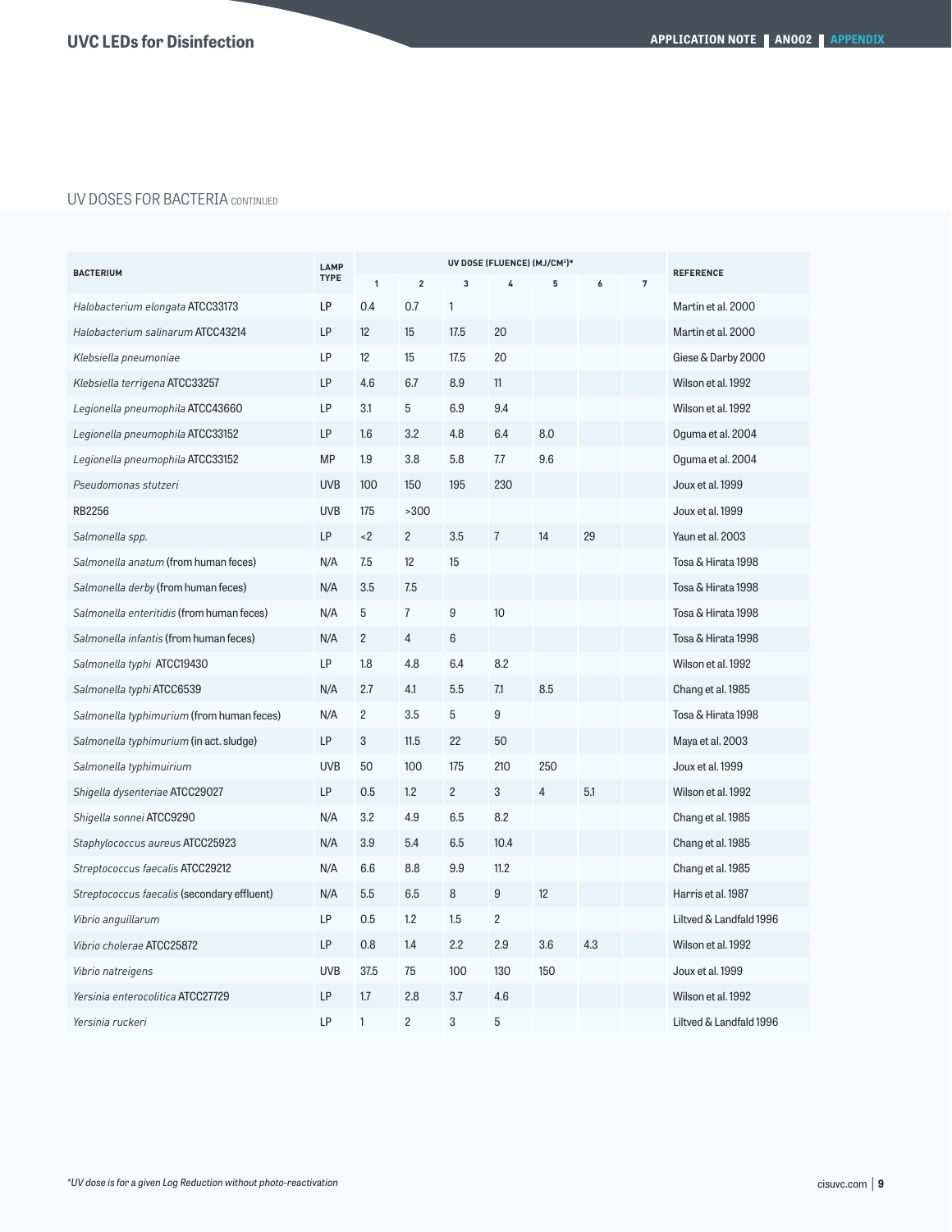## UV DOSES FOR BACTERIA CONTINUED

| BACTERIUM | LAMP TYPE | UV DOSE (FLUENCE) (MJ/CM²)* | | | | | | | REFERENCE |
|---|---|---|---|---|---|---|---|---|---|
| | | 1 | 2 | 3 | 4 | 5 | 6 | 7 | |
| *Halobacterium elongata* ATCC33173 | LP | 0.4 | 0.7 | 1 | | | | | Martin et al. 2000 |
| *Halobacterium salinarum* ATCC43214 | LP | 12 | 15 | 17.5 | 20 | | | | Martin et al. 2000 |
| *Klebsiella pneumoniae* | LP | 12 | 15 | 17.5 | 20 | | | | Giese & Darby 2000 |
| *Klebsiella terrigena* ATCC33257 | LP | 4.6 | 6.7 | 8.9 | 11 | | | | Wilson et al. 1992 |
| *Legionella pneumophila* ATCC43660 | LP | 3.1 | 5 | 6.9 | 9.4 | | | | Wilson et al. 1992 |
| *Legionella pneumophila* ATCC33152 | LP | 1.6 | 3.2 | 4.8 | 6.4 | 8.0 | | | Oguma et al. 2004 |
| *Legionella pneumophila* ATCC33152 | MP | 1.9 | 3.8 | 5.8 | 7.7 | 9.6 | | | Oguma et al. 2004 |
| *Pseudomonas stutzeri* | UVB | 100 | 150 | 195 | 230 | | | | Joux et al. 1999 |
| RB2256 | UVB | 175 | >300 | | | | | | Joux et al. 1999 |
| *Salmonella spp.* | LP | <2 | 2 | 3.5 | 7 | 14 | 29 | | Yaun et al. 2003 |
| *Salmonella anatum* (from human feces) | N/A | 7.5 | 12 | 15 | | | | | Tosa & Hirata 1998 |
| *Salmonella derby* (from human feces) | N/A | 3.5 | 7.5 | | | | | | Tosa & Hirata 1998 |
| *Salmonella enteritidis* (from human feces) | N/A | 5 | 7 | 9 | 10 | | | | Tosa & Hirata 1998 |
| *Salmonella infantis* (from human feces) | N/A | 2 | 4 | 6 | | | | | Tosa & Hirata 1998 |
| *Salmonella typhi* ATCC19430 | LP | 1.8 | 4.8 | 6.4 | 8.2 | | | | Wilson et al. 1992 |
| *Salmonella typhi* ATCC6539 | N/A | 2.7 | 4.1 | 5.5 | 7.1 | 8.5 | | | Chang et al. 1985 |
| *Salmonella typhimurium* (from human feces) | N/A | 2 | 3.5 | 5 | 9 | | | | Tosa & Hirata 1998 |
| *Salmonella typhimurium* (in act. sludge) | LP | 3 | 11.5 | 22 | 50 | | | | Maya et al. 2003 |
| *Salmonella typhimuirium* | UVB | 50 | 100 | 175 | 210 | 250 | | | Joux et al. 1999 |
| *Shigella dysenteriae* ATCC29027 | LP | 0.5 | 1.2 | 2 | 3 | 4 | 5.1 | | Wilson et al. 1992 |
| *Shigella sonnei* ATCC9290 | N/A | 3.2 | 4.9 | 6.5 | 8.2 | | | | Chang et al. 1985 |
| *Staphylococcus aureus* ATCC25923 | N/A | 3.9 | 5.4 | 6.5 | 10.4 | | | | Chang et al. 1985 |
| *Streptococcus faecalis* ATCC29212 | N/A | 6.6 | 8.8 | 9.9 | 11.2 | | | | Chang et al. 1985 |
| *Streptococcus faecalis* (secondary effluent) | N/A | 5.5 | 6.5 | 8 | 9 | 12 | | | Harris et al. 1987 |
| *Vibrio anguillarum* | LP | 0.5 | 1.2 | 1.5 | 2 | | | | Liltved & Landfald 1996 |
| *Vibrio cholerae* ATCC25872 | LP | 0.8 | 1.4 | 2.2 | 2.9 | 3.6 | 4.3 | | Wilson et al. 1992 |
| *Vibrio natreigens* | UVB | 37.5 | 75 | 100 | 130 | 150 | | | Joux et al. 1999 |
| *Yersinia enterocolitica* ATCC27729 | LP | 1.7 | 2.8 | 3.7 | 4.6 | | | | Wilson et al. 1992 |
| *Yersinia ruckeri* | LP | 1 | 2 | 3 | 5 | | | | Liltved & Landfald 1996 |

*\*UV dose is for a given Log Reduction without photo-reactivation*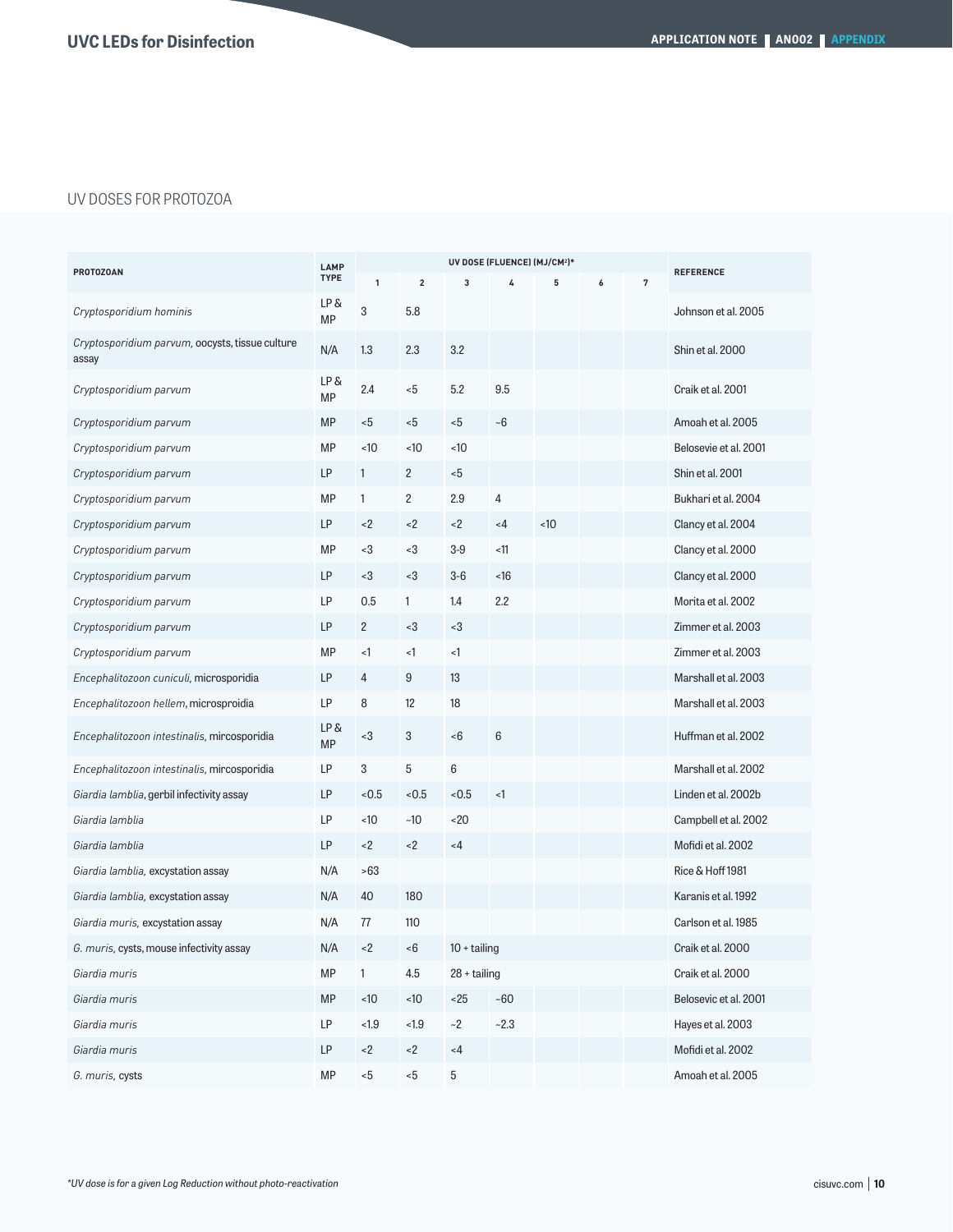## UV DOSES FOR PROTOZOA

| PROTOZOAN | LAMP TYPE | UV DOSE (FLUENCE) (MJ/CM²)* | | | | | | | REFERENCE |
|---|---|---|---|---|---|---|---|---|---|
| | | 1 | 2 | 3 | 4 | 5 | 6 | 7 | |
| *Cryptosporidium hominis* | LP & MP | 3 | 5.8 | | | | | | Johnson et al. 2005 |
| *Cryptosporidium parvum*, oocysts, tissue culture assay | N/A | 1.3 | 2.3 | 3.2 | | | | | Shin et al. 2000 |
| *Cryptosporidium parvum* | LP & MP | 2.4 | <5 | 5.2 | 9.5 | | | | Craik et al. 2001 |
| *Cryptosporidium parvum* | MP | <5 | <5 | <5 | ~6 | | | | Amoah et al. 2005 |
| *Cryptosporidium parvum* | MP | <10 | <10 | <10 | | | | | Belosevie et al. 2001 |
| *Cryptosporidium parvum* | LP | 1 | 2 | <5 | | | | | Shin et al. 2001 |
| *Cryptosporidium parvum* | MP | 1 | 2 | 2.9 | 4 | | | | Bukhari et al. 2004 |
| *Cryptosporidium parvum* | LP | <2 | <2 | <2 | <4 | <10 | | | Clancy et al. 2004 |
| *Cryptosporidium parvum* | MP | <3 | <3 | 3-9 | <11 | | | | Clancy et al. 2000 |
| *Cryptosporidium parvum* | LP | <3 | <3 | 3-6 | <16 | | | | Clancy et al. 2000 |
| *Cryptosporidium parvum* | LP | 0.5 | 1 | 1.4 | 2.2 | | | | Morita et al. 2002 |
| *Cryptosporidium parvum* | LP | 2 | <3 | <3 | | | | | Zimmer et al. 2003 |
| *Cryptosporidium parvum* | MP | <1 | <1 | <1 | | | | | Zimmer et al. 2003 |
| *Encephalitozoon cuniculi*, microsporidia | LP | 4 | 9 | 13 | | | | | Marshall et al. 2003 |
| *Encephalitozoon hellem*, microsproidia | LP | 8 | 12 | 18 | | | | | Marshall et al. 2003 |
| *Encephalitozoon intestinalis*, mircosporidia | LP & MP | <3 | 3 | <6 | 6 | | | | Huffman et al. 2002 |
| *Encephalitozoon intestinalis*, mircosporidia | LP | 3 | 5 | 6 | | | | | Marshall et al. 2002 |
| *Giardia lamblia*, gerbil infectivity assay | LP | <0.5 | <0.5 | <0.5 | <1 | | | | Linden et al. 2002b |
| *Giardia lamblia* | LP | <10 | ~10 | <20 | | | | | Campbell et al. 2002 |
| *Giardia lamblia* | LP | <2 | <2 | <4 | | | | | Mofidi et al. 2002 |
| *Giardia lamblia,* excystation assay | N/A | >63 | | | | | | | Rice & Hoff 1981 |
| *Giardia lamblia,* excystation assay | N/A | 40 | 180 | | | | | | Karanis et al. 1992 |
| *Giardia muris,* excystation assay | N/A | 77 | 110 | | | | | | Carlson et al. 1985 |
| *G. muris*, cysts, mouse infectivity assay | N/A | <2 | <6 | 10 + tailing | | | | | Craik et al. 2000 |
| *Giardia muris* | MP | 1 | 4.5 | 28 + tailing | | | | | Craik et al. 2000 |
| *Giardia muris* | MP | <10 | <10 | <25 | ~60 | | | | Belosevic et al. 2001 |
| *Giardia muris* | LP | <1.9 | <1.9 | ~2 | ~2.3 | | | | Hayes et al. 2003 |
| *Giardia muris* | LP | <2 | <2 | <4 | | | | | Mofidi et al. 2002 |
| *G. muris*, cysts | MP | <5 | <5 | 5 | | | | | Amoah et al. 2005 |

*\*UV dose is for a given Log Reduction without photo-reactivation*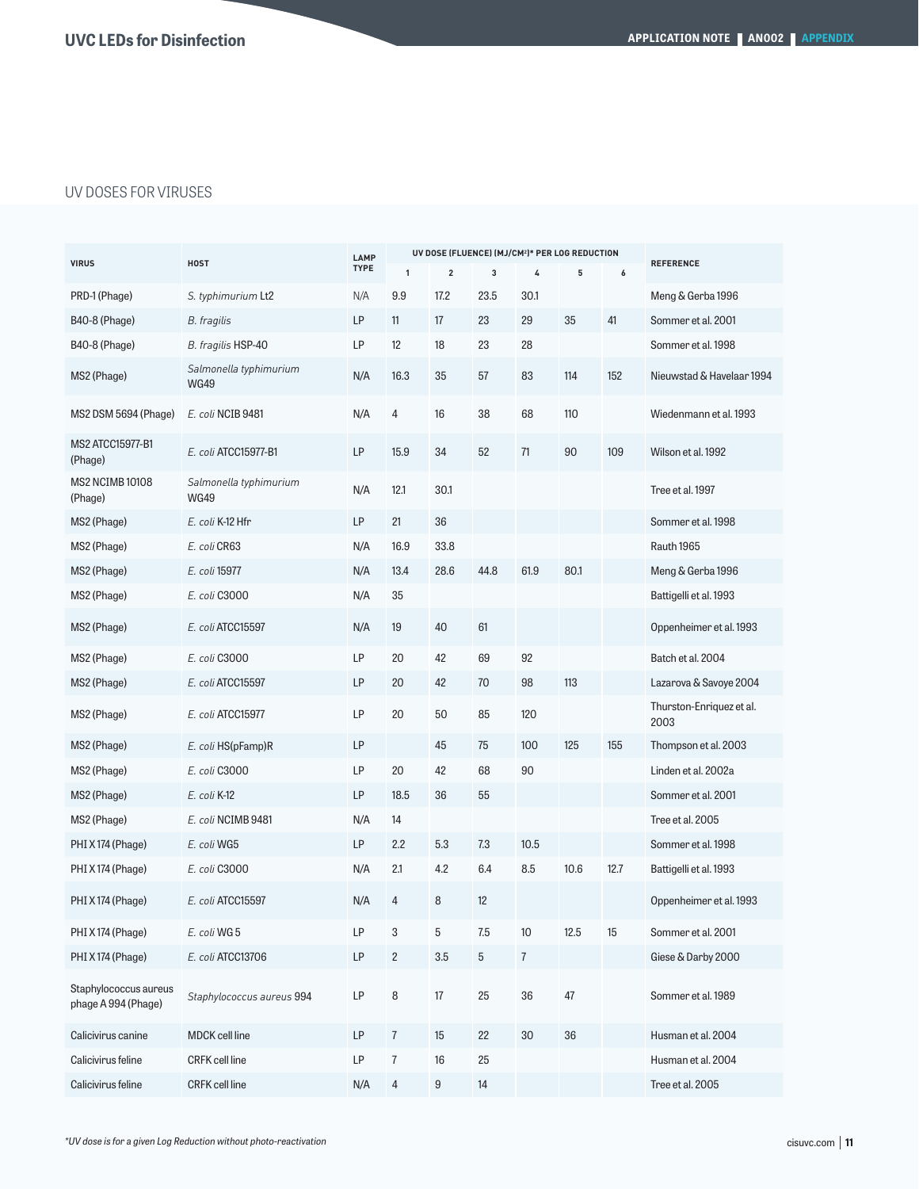## UV DOSES FOR VIRUSES

| VIRUS | HOST | LAMP TYPE | UV DOSE (FLUENCE) (MJ/CM²)* PER LOG REDUCTION | | | | | | REFERENCE |
|---|---|---|---|---|---|---|---|---|---|
| | | | 1 | 2 | 3 | 4 | 5 | 6 | |
| PRD-1 (Phage) | *S. typhimurium* Lt2 | N/A | 9.9 | 17.2 | 23.5 | 30.1 | | | Meng & Gerba 1996 |
| B40-8 (Phage) | *B. fragilis* | LP | 11 | 17 | 23 | 29 | 35 | 41 | Sommer et al. 2001 |
| B40-8 (Phage) | *B. fragilis* HSP-40 | LP | 12 | 18 | 23 | 28 | | | Sommer et al. 1998 |
| MS2 (Phage) | *Salmonella typhimurium* WG49 | N/A | 16.3 | 35 | 57 | 83 | 114 | 152 | Nieuwstad & Havelaar 1994 |
| MS2 DSM 5694 (Phage) | *E. coli* NCIB 9481 | N/A | 4 | 16 | 38 | 68 | 110 | | Wiedenmann et al. 1993 |
| MS2 ATCC15977-B1 (Phage) | *E. coli* ATCC15977-B1 | LP | 15.9 | 34 | 52 | 71 | 90 | 109 | Wilson et al. 1992 |
| MS2 NCIMB 10108 (Phage) | *Salmonella typhimurium* WG49 | N/A | 12.1 | 30.1 | | | | | Tree et al. 1997 |
| MS2 (Phage) | *E. coli* K-12 Hfr | LP | 21 | 36 | | | | | Sommer et al. 1998 |
| MS2 (Phage) | *E. coli* CR63 | N/A | 16.9 | 33.8 | | | | | Rauth 1965 |
| MS2 (Phage) | *E. coli* 15977 | N/A | 13.4 | 28.6 | 44.8 | 61.9 | 80.1 | | Meng & Gerba 1996 |
| MS2 (Phage) | *E. coli* C3000 | N/A | 35 | | | | | | Battigelli et al. 1993 |
| MS2 (Phage) | *E. coli* ATCC15597 | N/A | 19 | 40 | 61 | | | | Oppenheimer et al. 1993 |
| MS2 (Phage) | *E. coli* C3000 | LP | 20 | 42 | 69 | 92 | | | Batch et al. 2004 |
| MS2 (Phage) | *E. coli* ATCC15597 | LP | 20 | 42 | 70 | 98 | 113 | | Lazarova & Savoye 2004 |
| MS2 (Phage) | *E. coli* ATCC15977 | LP | 20 | 50 | 85 | 120 | | | Thurston-Enriquez et al. 2003 |
| MS2 (Phage) | *E. coli* HS(pFamp)R | LP | | 45 | 75 | 100 | 125 | 155 | Thompson et al. 2003 |
| MS2 (Phage) | *E. coli* C3000 | LP | 20 | 42 | 68 | 90 | | | Linden et al. 2002a |
| MS2 (Phage) | *E. coli* K-12 | LP | 18.5 | 36 | 55 | | | | Sommer et al. 2001 |
| MS2 (Phage) | *E. coli* NCIMB 9481 | N/A | 14 | | | | | | Tree et al. 2005 |
| PHI X 174 (Phage) | *E. coli* WG5 | LP | 2.2 | 5.3 | 7.3 | 10.5 | | | Sommer et al. 1998 |
| PHI X 174 (Phage) | *E. coli* C3000 | N/A | 2.1 | 4.2 | 6.4 | 8.5 | 10.6 | 12.7 | Battigelli et al. 1993 |
| PHI X 174 (Phage) | *E. coli* ATCC15597 | N/A | 4 | 8 | 12 | | | | Oppenheimer et al. 1993 |
| PHI X 174 (Phage) | *E. coli* WG 5 | LP | 3 | 5 | 7.5 | 10 | 12.5 | 15 | Sommer et al. 2001 |
| PHI X 174 (Phage) | *E. coli* ATCC13706 | LP | 2 | 3.5 | 5 | 7 | | | Giese & Darby 2000 |
| Staphylococcus aureus phage A 994 (Phage) | *Staphylococcus aureus* 994 | LP | 8 | 17 | 25 | 36 | 47 | | Sommer et al. 1989 |
| Calicivirus canine | MDCK cell line | LP | 7 | 15 | 22 | 30 | 36 | | Husman et al. 2004 |
| Calicivirus feline | CRFK cell line | LP | 7 | 16 | 25 | | | | Husman et al. 2004 |
| Calicivirus feline | CRFK cell line | N/A | 4 | 9 | 14 | | | | Tree et al. 2005 |

*\*UV dose is for a given Log Reduction without photo-reactivation*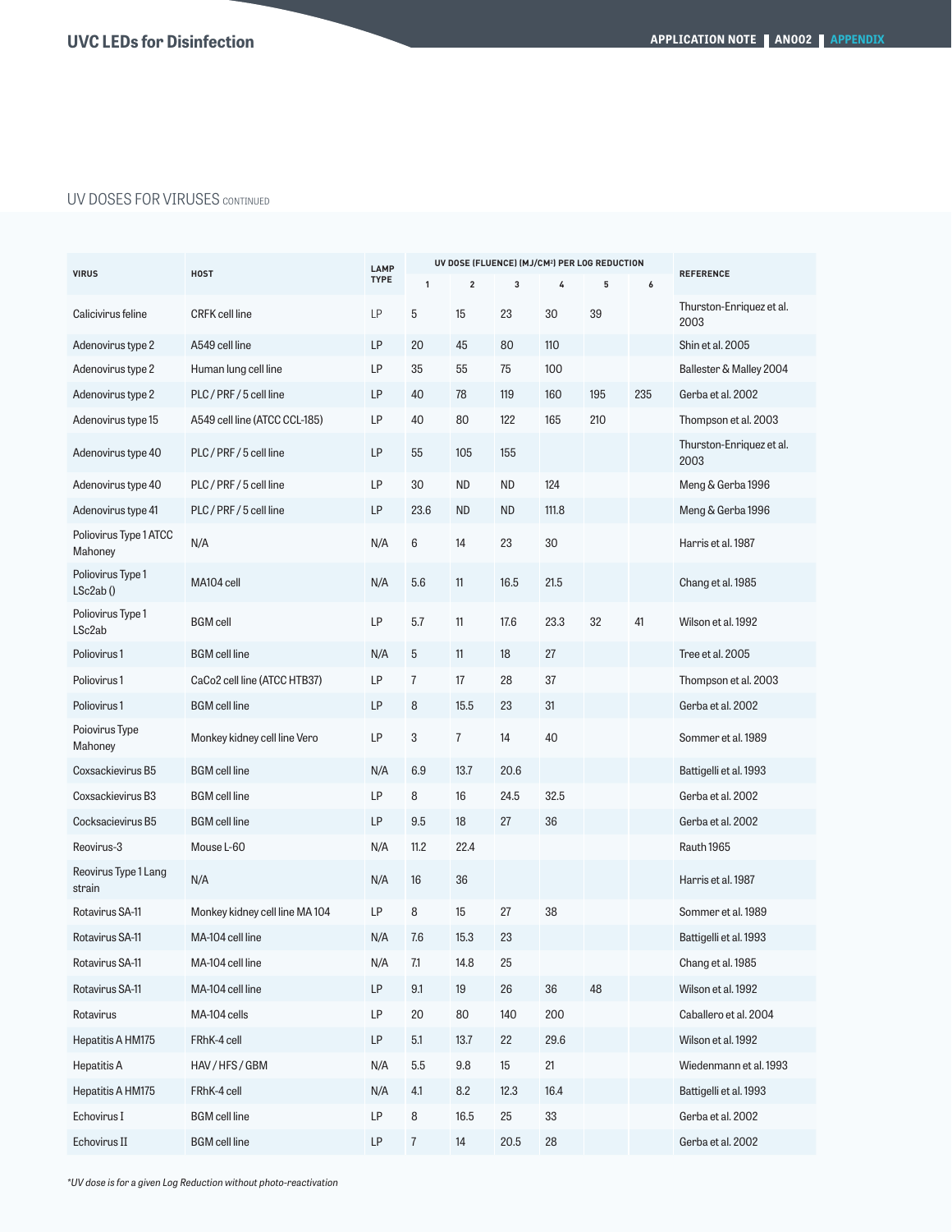## UV DOSES FOR VIRUSES CONTINUED

| VIRUS | HOST | LAMP TYPE | UV DOSE (FLUENCE) (MJ/CM²) PER LOG REDUCTION | | | | | | REFERENCE |
|---|---|---|---|---|---|---|---|---|---|
| | | | 1 | 2 | 3 | 4 | 5 | 6 | |
| Calicivirus feline | CRFK cell line | LP | 5 | 15 | 23 | 30 | 39 | | Thurston-Enriquez et al. 2003 |
| Adenovirus type 2 | A549 cell line | LP | 20 | 45 | 80 | 110 | | | Shin et al. 2005 |
| Adenovirus type 2 | Human lung cell line | LP | 35 | 55 | 75 | 100 | | | Ballester & Malley 2004 |
| Adenovirus type 2 | PLC / PRF / 5 cell line | LP | 40 | 78 | 119 | 160 | 195 | 235 | Gerba et al. 2002 |
| Adenovirus type 15 | A549 cell line (ATCC CCL-185) | LP | 40 | 80 | 122 | 165 | 210 | | Thompson et al. 2003 |
| Adenovirus type 40 | PLC / PRF / 5 cell line | LP | 55 | 105 | 155 | | | | Thurston-Enriquez et al. 2003 |
| Adenovirus type 40 | PLC / PRF / 5 cell line | LP | 30 | ND | ND | 124 | | | Meng & Gerba 1996 |
| Adenovirus type 41 | PLC / PRF / 5 cell line | LP | 23.6 | ND | ND | 111.8 | | | Meng & Gerba 1996 |
| Poliovirus Type 1 ATCC Mahoney | N/A | N/A | 6 | 14 | 23 | 30 | | | Harris et al. 1987 |
| Poliovirus Type 1 LSc2ab () | MA104 cell | N/A | 5.6 | 11 | 16.5 | 21.5 | | | Chang et al. 1985 |
| Poliovirus Type 1 LSc2ab | BGM cell | LP | 5.7 | 11 | 17.6 | 23.3 | 32 | 41 | Wilson et al. 1992 |
| Poliovirus 1 | BGM cell line | N/A | 5 | 11 | 18 | 27 | | | Tree et al. 2005 |
| Poliovirus 1 | CaCo2 cell line (ATCC HTB37) | LP | 7 | 17 | 28 | 37 | | | Thompson et al. 2003 |
| Poliovirus 1 | BGM cell line | LP | 8 | 15.5 | 23 | 31 | | | Gerba et al. 2002 |
| Poiovirus Type Mahoney | Monkey kidney cell line Vero | LP | 3 | 7 | 14 | 40 | | | Sommer et al. 1989 |
| Coxsackievirus B5 | BGM cell line | N/A | 6.9 | 13.7 | 20.6 | | | | Battigelli et al. 1993 |
| Coxsackievirus B3 | BGM cell line | LP | 8 | 16 | 24.5 | 32.5 | | | Gerba et al. 2002 |
| Cocksacievirus B5 | BGM cell line | LP | 9.5 | 18 | 27 | 36 | | | Gerba et al. 2002 |
| Reovirus-3 | Mouse L-60 | N/A | 11.2 | 22.4 | | | | | Rauth 1965 |
| Reovirus Type 1 Lang strain | N/A | N/A | 16 | 36 | | | | | Harris et al. 1987 |
| Rotavirus SA-11 | Monkey kidney cell line MA 104 | LP | 8 | 15 | 27 | 38 | | | Sommer et al. 1989 |
| Rotavirus SA-11 | MA-104 cell line | N/A | 7.6 | 15.3 | 23 | | | | Battigelli et al. 1993 |
| Rotavirus SA-11 | MA-104 cell line | N/A | 7.1 | 14.8 | 25 | | | | Chang et al. 1985 |
| Rotavirus SA-11 | MA-104 cell line | LP | 9.1 | 19 | 26 | 36 | 48 | | Wilson et al. 1992 |
| Rotavirus | MA-104 cells | LP | 20 | 80 | 140 | 200 | | | Caballero et al. 2004 |
| Hepatitis A HM175 | FRhK-4 cell | LP | 5.1 | 13.7 | 22 | 29.6 | | | Wilson et al. 1992 |
| Hepatitis A | HAV / HFS / GBM | N/A | 5.5 | 9.8 | 15 | 21 | | | Wiedenmann et al. 1993 |
| Hepatitis A HM175 | FRhK-4 cell | N/A | 4.1 | 8.2 | 12.3 | 16.4 | | | Battigelli et al. 1993 |
| Echovirus I | BGM cell line | LP | 8 | 16.5 | 25 | 33 | | | Gerba et al. 2002 |
| Echovirus II | BGM cell line | LP | 7 | 14 | 20.5 | 28 | | | Gerba et al. 2002 |

*UV dose is for a given Log Reduction without photo-reactivation*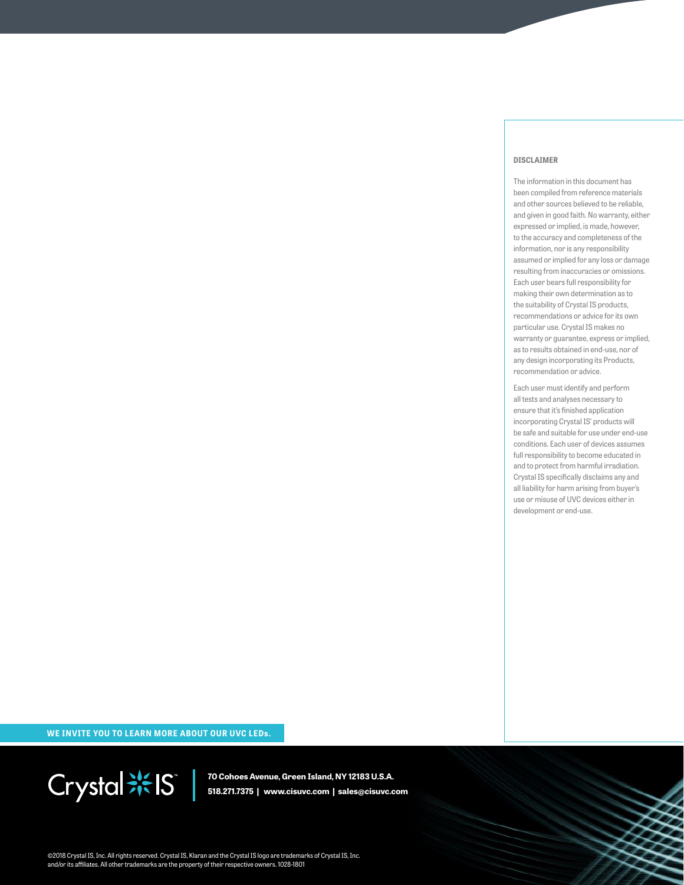**DISCLAIMER**

The information in this document has been compiled from reference materials and other sources believed to be reliable, and given in good faith. No warranty, either expressed or implied, is made, however, to the accuracy and completeness of the information, nor is any responsibility assumed or implied for any loss or damage resulting from inaccuracies or omissions. Each user bears full responsibility for making their own determination as to the suitability of Crystal IS products, recommendations or advice for its own particular use. Crystal IS makes no warranty or guarantee, express or implied, as to results obtained in end-use, nor of any design incorporating its Products, recommendation or advice.

Each user must identify and perform all tests and analyses necessary to ensure that it's finished application incorporating Crystal IS' products will be safe and suitable for use under end-use conditions. Each user of devices assumes full responsibility to become educated in and to protect from harmful irradiation. Crystal IS specifically disclaims any and all liability for harm arising from buyer's use or misuse of UVC devices either in development or end-use.

**WE INVITE YOU TO LEARN MORE ABOUT OUR UVC LEDs.**

Crystal IS™

**70 Cohoes Avenue, Green Island, NY 12183 U.S.A.**
**518.271.7375 | www.cisuvc.com | sales@cisuvc.com**

©2018 Crystal IS, Inc. All rights reserved. Crystal IS, Klaran and the Crystal IS logo are trademarks of Crystal IS, Inc. and/or its affiliates. All other trademarks are the property of their respective owners. 1028-1801